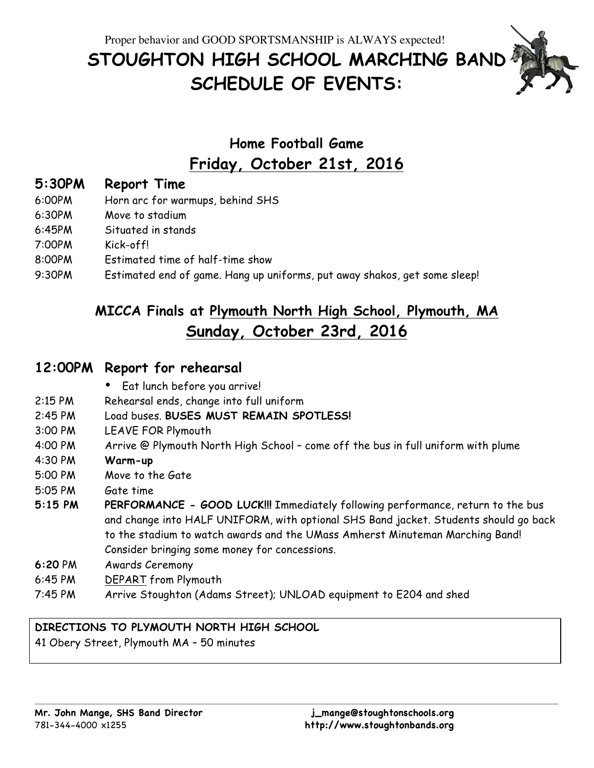Proper behavior and GOOD SPORTSMANSHIP is ALWAYS expected!

# STOUGHTON HIGH SCHOOL MARCHING BAND SCHEDULE OF EVENTS:

## Home Football Game

## Friday, October 21st, 2016

**5:30PM Report Time**

6:00PM Horn arc for warmups, behind SHS

6:30PM Move to stadium

6:45PM Situated in stands

7:00PM Kick-off!

8:00PM Estimated time of half-time show

9:30PM Estimated end of game. Hang up uniforms, put away shakos, get some sleep!

## MICCA Finals at Plymouth North High School, Plymouth, MA

## Sunday, October 23rd, 2016

**12:00PM Report for rehearsal**

- Eat lunch before you arrive!

2:15 PM Rehearsal ends, change into full uniform

2:45 PM Load buses. **BUSES MUST REMAIN SPOTLESS!**

3:00 PM LEAVE FOR Plymouth

4:00 PM Arrive @ Plymouth North High School – come off the bus in full uniform with plume

4:30 PM **Warm-up**

5:00 PM Move to the Gate

5:05 PM Gate time

**5:15 PM** **PERFORMANCE - GOOD LUCK!!!** Immediately following performance, return to the bus and change into HALF UNIFORM, with optional SHS Band jacket. Students should go back to the stadium to watch awards and the UMass Amherst Minuteman Marching Band! Consider bringing some money for concessions.

**6:20** PM Awards Ceremony

6:45 PM DEPART from Plymouth

7:45 PM Arrive Stoughton (Adams Street); UNLOAD equipment to E204 and shed

**DIRECTIONS TO PLYMOUTH NORTH HIGH SCHOOL**

41 Obery Street, Plymouth MA – 50 minutes

**Mr. John Mange, SHS Band Director**
781-344-4000 x1255

**j_mange@stoughtonschools.org**
**http://www.stoughtonbands.org**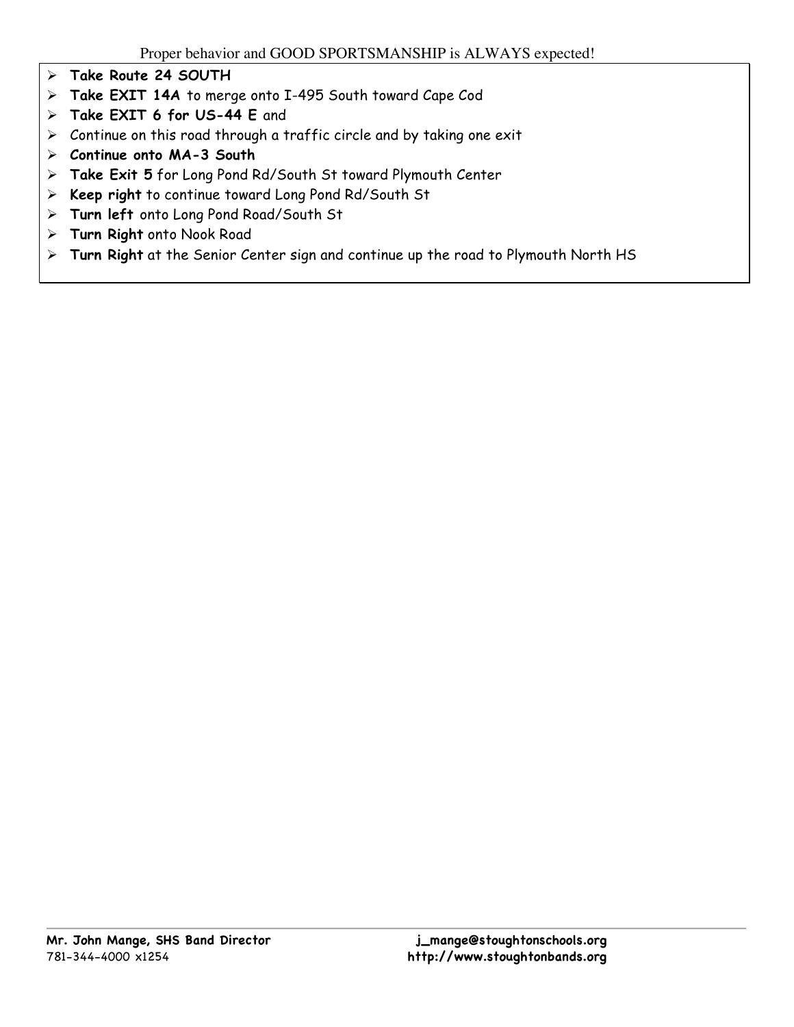Proper behavior and GOOD SPORTSMANSHIP is ALWAYS expected!

- **Take Route 24 SOUTH**
- **Take EXIT 14A** to merge onto I-495 South toward Cape Cod
- **Take EXIT 6 for US-44 E** and
- Continue on this road through a traffic circle and by taking one exit
- **Continue onto MA-3 South**
- **Take Exit 5** for Long Pond Rd/South St toward Plymouth Center
- **Keep right** to continue toward Long Pond Rd/South St
- **Turn left** onto Long Pond Road/South St
- **Turn Right** onto Nook Road
- **Turn Right** at the Senior Center sign and continue up the road to Plymouth North HS